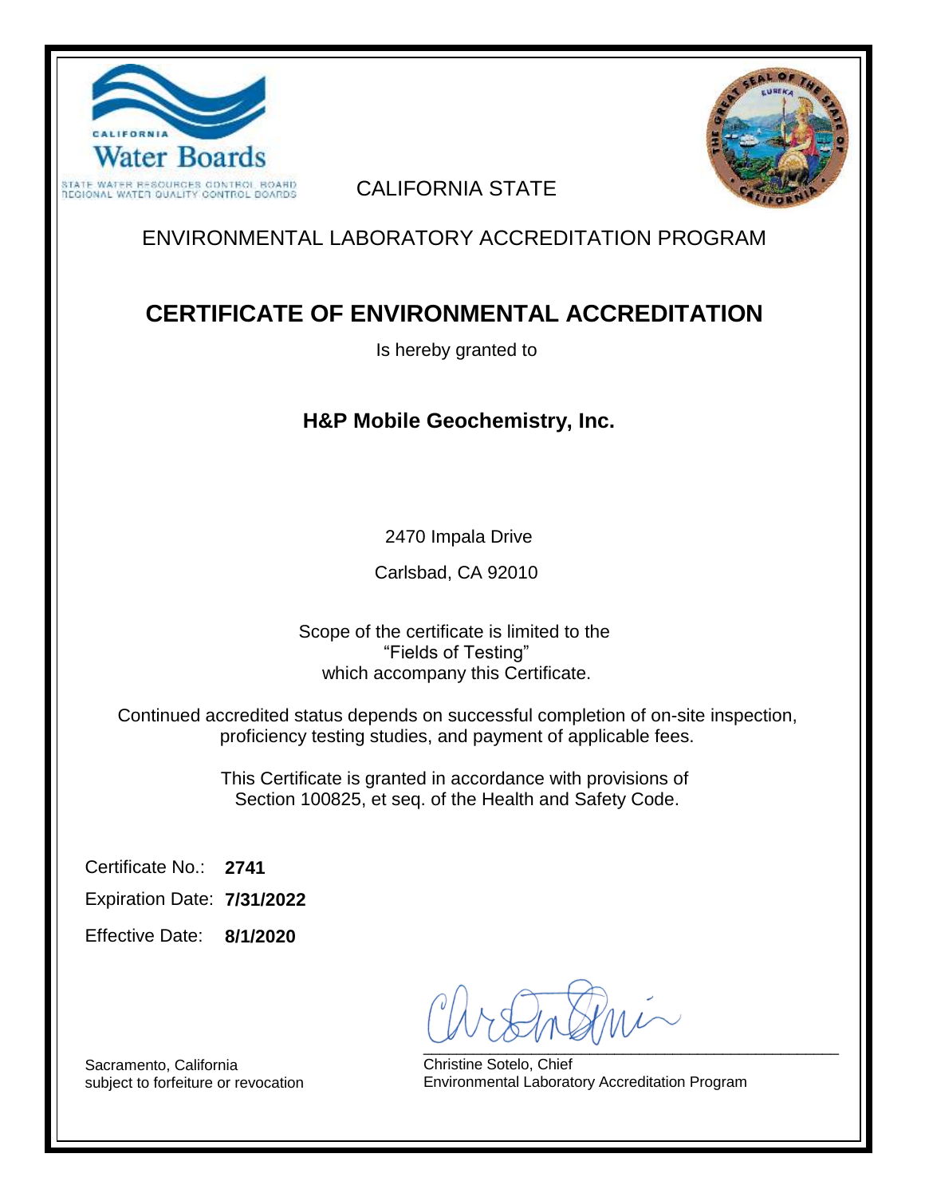CALIFORNIA  
Water Boards  
STATE WATER RESOURCES CONTROL BOARD  
REGIONAL WATER QUALITY CONTROL BOARDS

CALIFORNIA STATE

ENVIRONMENTAL LABORATORY ACCREDITATION PROGRAM

# CERTIFICATE OF ENVIRONMENTAL ACCREDITATION

Is hereby granted to

## H&P Mobile Geochemistry, Inc.

2470 Impala Drive

Carlsbad, CA 92010

Scope of the certificate is limited to the  
"Fields of Testing"  
which accompany this Certificate.

Continued accredited status depends on successful completion of on-site inspection, proficiency testing studies, and payment of applicable fees.

This Certificate is granted in accordance with provisions of Section 100825, et seq. of the Health and Safety Code.

Certificate No.: **2741**

Expiration Date: **7/31/2022**

Effective Date: **8/1/2020**

Sacramento, California  
subject to forfeiture or revocation

Christine Sotelo, Chief  
Environmental Laboratory Accreditation Program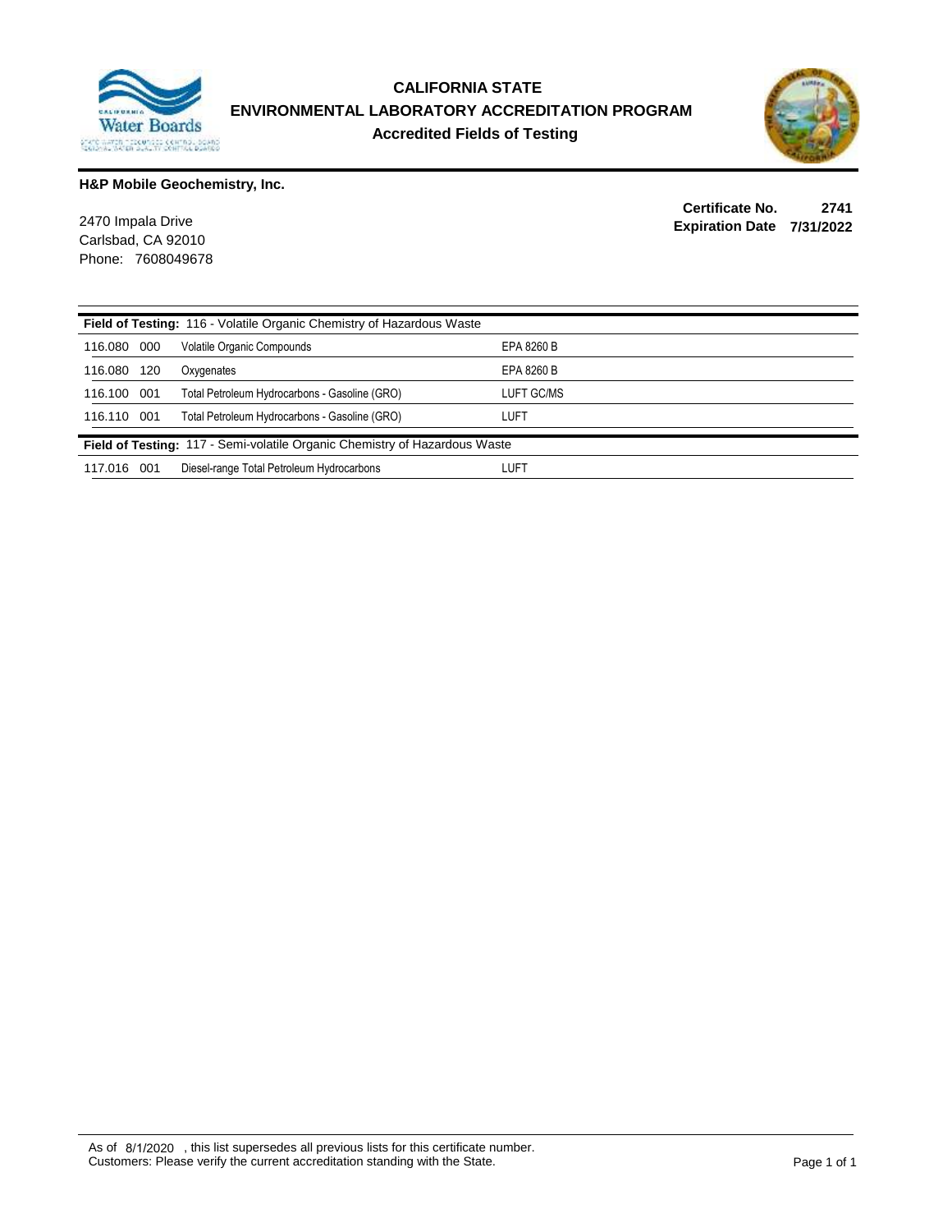# CALIFORNIA STATE
## ENVIRONMENTAL LABORATORY ACCREDITATION PROGRAM
### Accredited Fields of Testing

**H&P Mobile Geochemistry, Inc.**

2470 Impala Drive
Carlsbad, CA 92010
Phone: 7608049678

**Certificate No.** **2741**
**Expiration Date** **7/31/2022**

| | | | |
|---|---|---|---|
| **Field of Testing:** 116 - Volatile Organic Chemistry of Hazardous Waste | | | |
| 116.080 | 000 | Volatile Organic Compounds | EPA 8260 B |
| 116.080 | 120 | Oxygenates | EPA 8260 B |
| 116.100 | 001 | Total Petroleum Hydrocarbons - Gasoline (GRO) | LUFT GC/MS |
| 116.110 | 001 | Total Petroleum Hydrocarbons - Gasoline (GRO) | LUFT |
| **Field of Testing:** 117 - Semi-volatile Organic Chemistry of Hazardous Waste | | | |
| 117.016 | 001 | Diesel-range Total Petroleum Hydrocarbons | LUFT |

As of 8/1/2020 , this list supersedes all previous lists for this certificate number.
Customers: Please verify the current accreditation standing with the State.